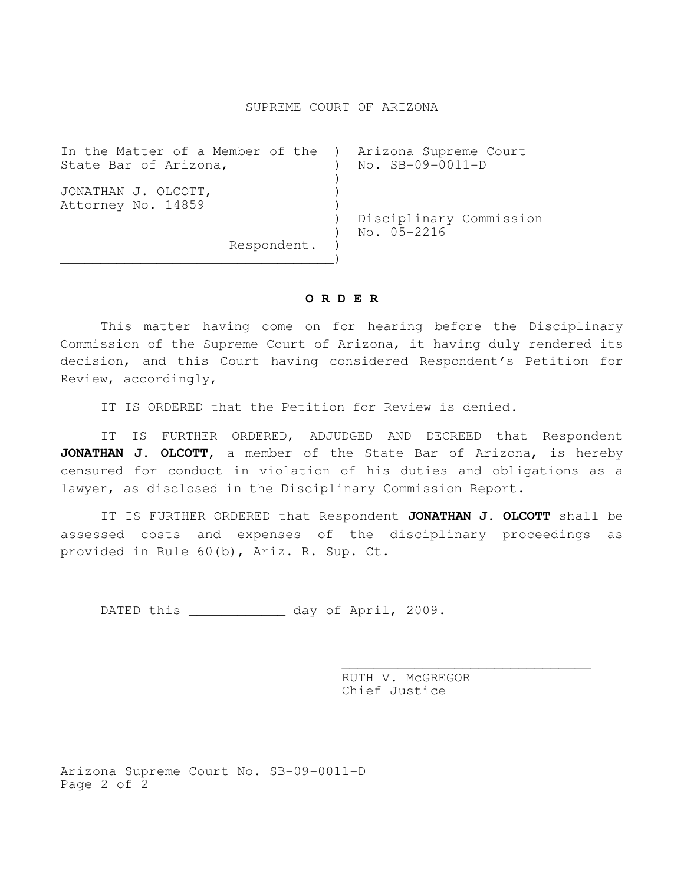SUPREME COURT OF ARIZONA

| In the Matter of a Member of the State Bar of Arizona, | Arizona Supreme Court No. SB-09-0011-D |
| --- | --- |
| JONATHAN J. OLCOTT, Attorney No. 14859 | Disciplinary Commission No. 05-2216 |
| Respondent. | |

**O R D E R**

This matter having come on for hearing before the Disciplinary Commission of the Supreme Court of Arizona, it having duly rendered its decision, and this Court having considered Respondent's Petition for Review, accordingly,

IT IS ORDERED that the Petition for Review is denied.

IT IS FURTHER ORDERED, ADJUDGED AND DECREED that Respondent **JONATHAN J. OLCOTT**, a member of the State Bar of Arizona, is hereby censured for conduct in violation of his duties and obligations as a lawyer, as disclosed in the Disciplinary Commission Report.

IT IS FURTHER ORDERED that Respondent **JONATHAN J. OLCOTT** shall be assessed costs and expenses of the disciplinary proceedings as provided in Rule 60(b), Ariz. R. Sup. Ct.

DATED this ____________ day of April, 2009.

______________________________
RUTH V. McGREGOR
Chief Justice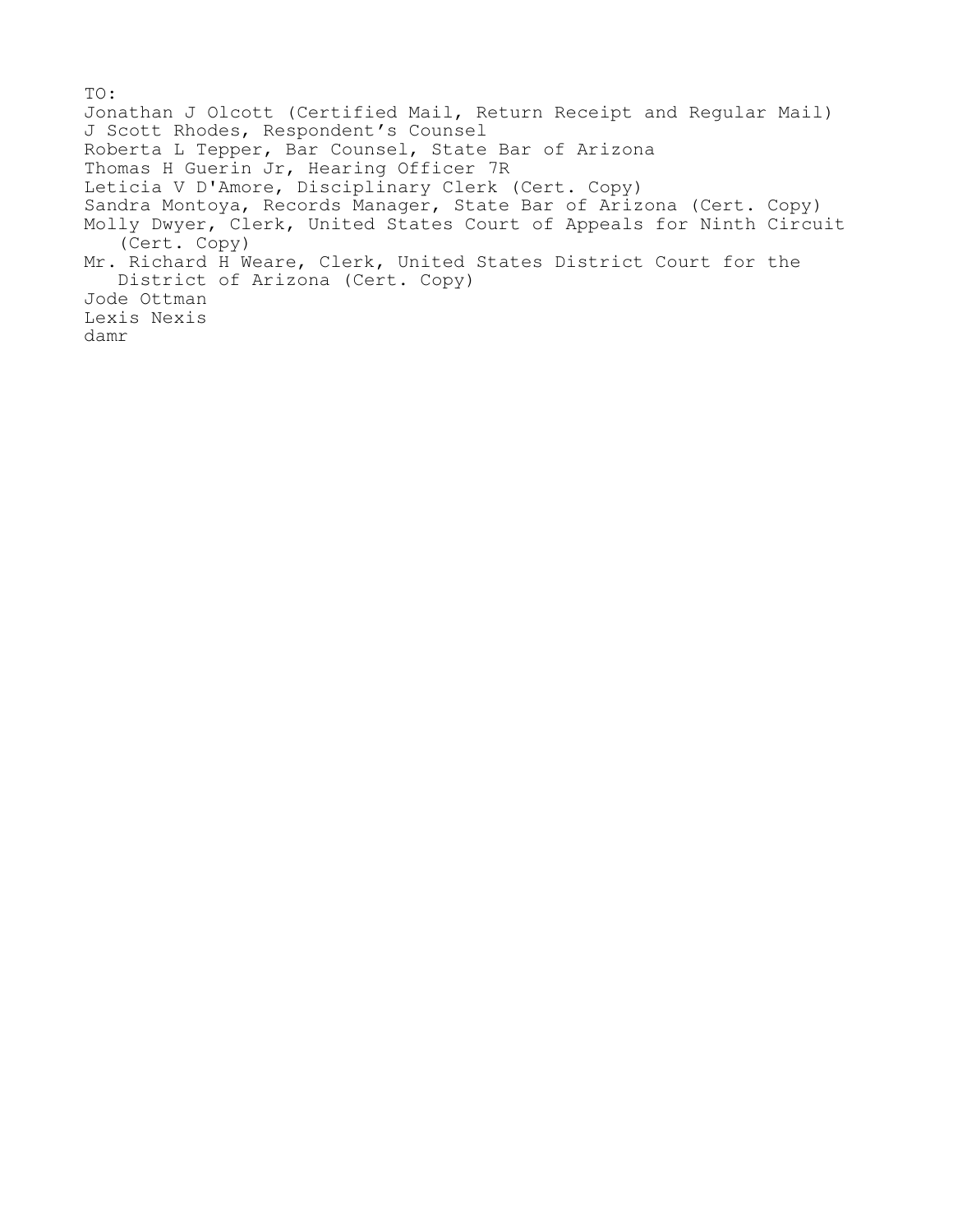TO:
Jonathan J Olcott (Certified Mail, Return Receipt and Regular Mail)
J Scott Rhodes, Respondent's Counsel
Roberta L Tepper, Bar Counsel, State Bar of Arizona
Thomas H Guerin Jr, Hearing Officer 7R
Leticia V D'Amore, Disciplinary Clerk (Cert. Copy)
Sandra Montoya, Records Manager, State Bar of Arizona (Cert. Copy)
Molly Dwyer, Clerk, United States Court of Appeals for Ninth Circuit (Cert. Copy)
Mr. Richard H Weare, Clerk, United States District Court for the District of Arizona (Cert. Copy)
Jode Ottman
Lexis Nexis
damr